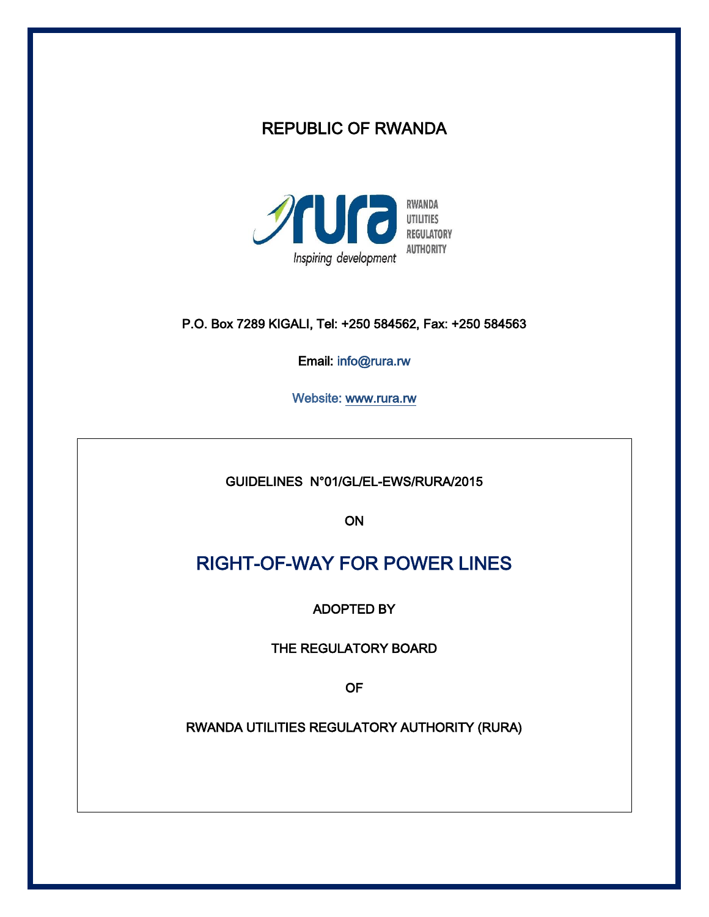# REPUBLIC OF RWANDA

RWANDA UTILITIES REGULATORY AUTHORITY

Inspiring development

P.O. Box 7289 KIGALI, Tel: +250 584562, Fax: +250 584563

Email: info@rura.rw

Website: www.rura.rw

GUIDELINES N°01/GL/EL-EWS/RURA/2015

ON

## RIGHT-OF-WAY FOR POWER LINES

ADOPTED BY

THE REGULATORY BOARD

OF

RWANDA UTILITIES REGULATORY AUTHORITY (RURA)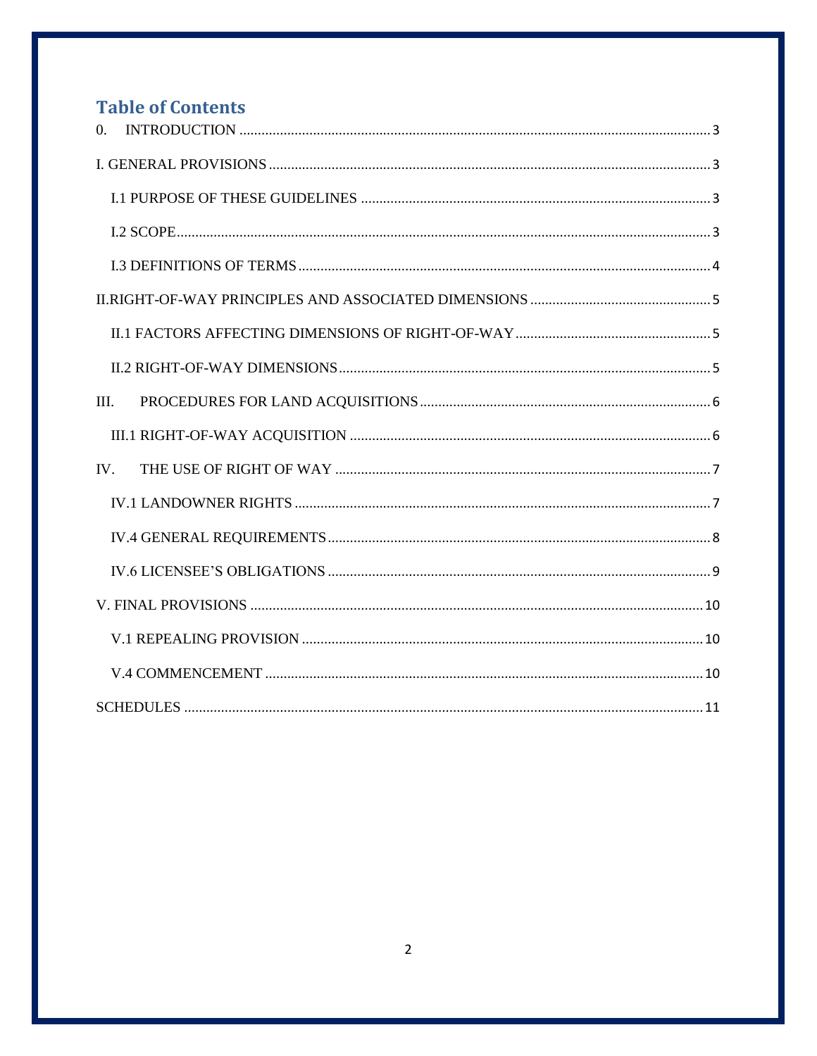# Table of Contents

0. INTRODUCTION ..... 3

I. GENERAL PROVISIONS ..... 3

- I.1 PURPOSE OF THESE GUIDELINES ..... 3
- I.2 SCOPE ..... 3
- I.3 DEFINITIONS OF TERMS ..... 4

II.RIGHT-OF-WAY PRINCIPLES AND ASSOCIATED DIMENSIONS ..... 5

- II.1 FACTORS AFFECTING DIMENSIONS OF RIGHT-OF-WAY ..... 5
- II.2 RIGHT-OF-WAY DIMENSIONS ..... 5

III. PROCEDURES FOR LAND ACQUISITIONS ..... 6

- III.1 RIGHT-OF-WAY ACQUISITION ..... 6

IV. THE USE OF RIGHT OF WAY ..... 7

- IV.1 LANDOWNER RIGHTS ..... 7
- IV.4 GENERAL REQUIREMENTS ..... 8
- IV.6 LICENSEE'S OBLIGATIONS ..... 9

V. FINAL PROVISIONS ..... 10

- V.1 REPEALING PROVISION ..... 10
- V.4 COMMENCEMENT ..... 10

SCHEDULES ..... 11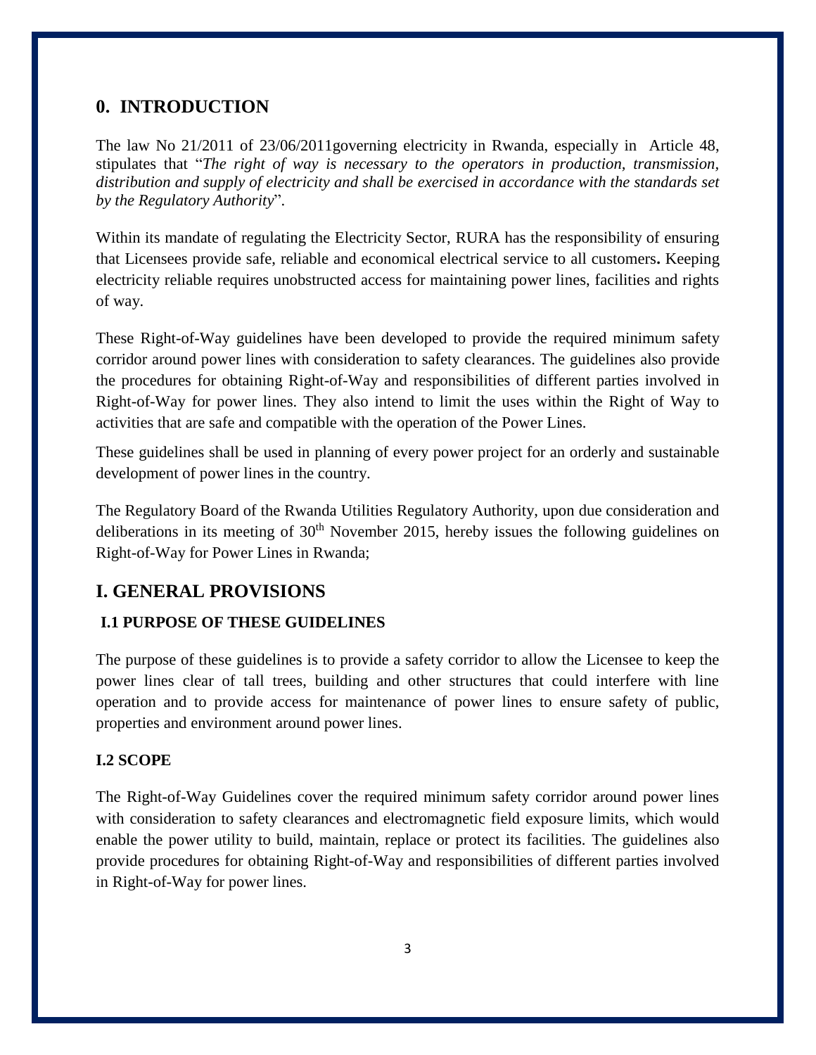## 0. INTRODUCTION

The law No 21/2011 of 23/06/2011governing electricity in Rwanda, especially in Article 48, stipulates that "*The right of way is necessary to the operators in production, transmission, distribution and supply of electricity and shall be exercised in accordance with the standards set by the Regulatory Authority*".

Within its mandate of regulating the Electricity Sector, RURA has the responsibility of ensuring that Licensees provide safe, reliable and economical electrical service to all customers**.** Keeping electricity reliable requires unobstructed access for maintaining power lines, facilities and rights of way.

These Right-of-Way guidelines have been developed to provide the required minimum safety corridor around power lines with consideration to safety clearances. The guidelines also provide the procedures for obtaining Right-of-Way and responsibilities of different parties involved in Right-of-Way for power lines. They also intend to limit the uses within the Right of Way to activities that are safe and compatible with the operation of the Power Lines.

These guidelines shall be used in planning of every power project for an orderly and sustainable development of power lines in the country.

The Regulatory Board of the Rwanda Utilities Regulatory Authority, upon due consideration and deliberations in its meeting of 30th November 2015, hereby issues the following guidelines on Right-of-Way for Power Lines in Rwanda;

## I. GENERAL PROVISIONS

### I.1 PURPOSE OF THESE GUIDELINES

The purpose of these guidelines is to provide a safety corridor to allow the Licensee to keep the power lines clear of tall trees, building and other structures that could interfere with line operation and to provide access for maintenance of power lines to ensure safety of public, properties and environment around power lines.

### I.2 SCOPE

The Right-of-Way Guidelines cover the required minimum safety corridor around power lines with consideration to safety clearances and electromagnetic field exposure limits, which would enable the power utility to build, maintain, replace or protect its facilities. The guidelines also provide procedures for obtaining Right-of-Way and responsibilities of different parties involved in Right-of-Way for power lines.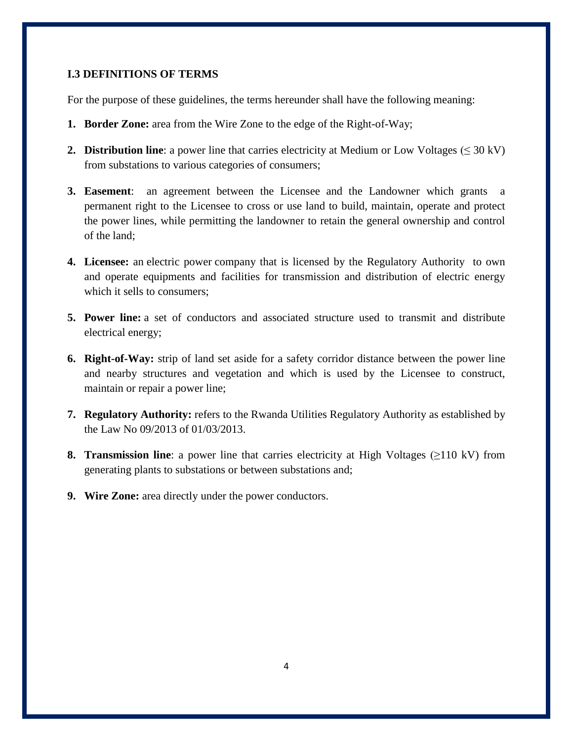## I.3 DEFINITIONS OF TERMS

For the purpose of these guidelines, the terms hereunder shall have the following meaning:

1. **Border Zone:** area from the Wire Zone to the edge of the Right-of-Way;
2. **Distribution line**: a power line that carries electricity at Medium or Low Voltages (≤ 30 kV) from substations to various categories of consumers;
3. **Easement**: an agreement between the Licensee and the Landowner which grants a permanent right to the Licensee to cross or use land to build, maintain, operate and protect the power lines, while permitting the landowner to retain the general ownership and control of the land;
4. **Licensee:** an electric power company that is licensed by the Regulatory Authority to own and operate equipments and facilities for transmission and distribution of electric energy which it sells to consumers;
5. **Power line:** a set of conductors and associated structure used to transmit and distribute electrical energy;
6. **Right-of-Way:** strip of land set aside for a safety corridor distance between the power line and nearby structures and vegetation and which is used by the Licensee to construct, maintain or repair a power line;
7. **Regulatory Authority:** refers to the Rwanda Utilities Regulatory Authority as established by the Law No 09/2013 of 01/03/2013.
8. **Transmission line**: a power line that carries electricity at High Voltages (≥110 kV) from generating plants to substations or between substations and;
9. **Wire Zone:** area directly under the power conductors.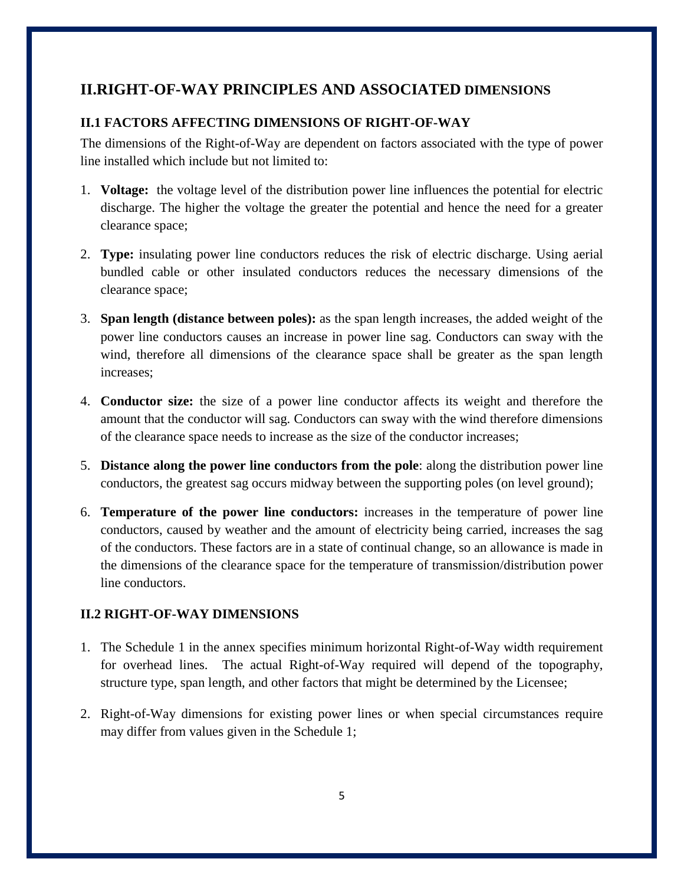## II.RIGHT-OF-WAY PRINCIPLES AND ASSOCIATED DIMENSIONS

### II.1 FACTORS AFFECTING DIMENSIONS OF RIGHT-OF-WAY

The dimensions of the Right-of-Way are dependent on factors associated with the type of power line installed which include but not limited to:

1. **Voltage:** the voltage level of the distribution power line influences the potential for electric discharge. The higher the voltage the greater the potential and hence the need for a greater clearance space;

2. **Type:** insulating power line conductors reduces the risk of electric discharge. Using aerial bundled cable or other insulated conductors reduces the necessary dimensions of the clearance space;

3. **Span length (distance between poles):** as the span length increases, the added weight of the power line conductors causes an increase in power line sag. Conductors can sway with the wind, therefore all dimensions of the clearance space shall be greater as the span length increases;

4. **Conductor size:** the size of a power line conductor affects its weight and therefore the amount that the conductor will sag. Conductors can sway with the wind therefore dimensions of the clearance space needs to increase as the size of the conductor increases;

5. **Distance along the power line conductors from the pole**: along the distribution power line conductors, the greatest sag occurs midway between the supporting poles (on level ground);

6. **Temperature of the power line conductors:** increases in the temperature of power line conductors, caused by weather and the amount of electricity being carried, increases the sag of the conductors. These factors are in a state of continual change, so an allowance is made in the dimensions of the clearance space for the temperature of transmission/distribution power line conductors.

### II.2 RIGHT-OF-WAY DIMENSIONS

1. The Schedule 1 in the annex specifies minimum horizontal Right-of-Way width requirement for overhead lines. The actual Right-of-Way required will depend of the topography, structure type, span length, and other factors that might be determined by the Licensee;

2. Right-of-Way dimensions for existing power lines or when special circumstances require may differ from values given in the Schedule 1;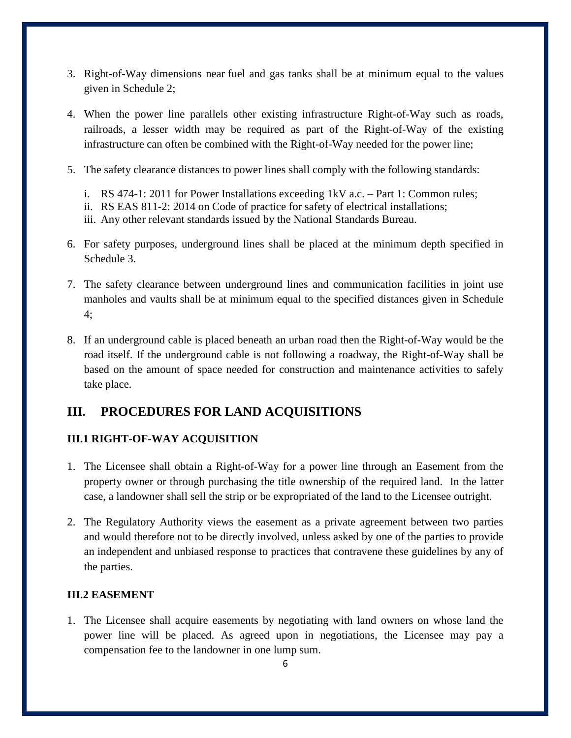3. Right-of-Way dimensions near fuel and gas tanks shall be at minimum equal to the values given in Schedule 2;

4. When the power line parallels other existing infrastructure Right-of-Way such as roads, railroads, a lesser width may be required as part of the Right-of-Way of the existing infrastructure can often be combined with the Right-of-Way needed for the power line;

5. The safety clearance distances to power lines shall comply with the following standards:

   i. RS 474-1: 2011 for Power Installations exceeding 1kV a.c. – Part 1: Common rules;
   ii. RS EAS 811-2: 2014 on Code of practice for safety of electrical installations;
   iii. Any other relevant standards issued by the National Standards Bureau.

6. For safety purposes, underground lines shall be placed at the minimum depth specified in Schedule 3.

7. The safety clearance between underground lines and communication facilities in joint use manholes and vaults shall be at minimum equal to the specified distances given in Schedule 4;

8. If an underground cable is placed beneath an urban road then the Right-of-Way would be the road itself. If the underground cable is not following a roadway, the Right-of-Way shall be based on the amount of space needed for construction and maintenance activities to safely take place.

## III. PROCEDURES FOR LAND ACQUISITIONS

### III.1 RIGHT-OF-WAY ACQUISITION

1. The Licensee shall obtain a Right-of-Way for a power line through an Easement from the property owner or through purchasing the title ownership of the required land. In the latter case, a landowner shall sell the strip or be expropriated of the land to the Licensee outright.

2. The Regulatory Authority views the easement as a private agreement between two parties and would therefore not to be directly involved, unless asked by one of the parties to provide an independent and unbiased response to practices that contravene these guidelines by any of the parties.

### III.2 EASEMENT

1. The Licensee shall acquire easements by negotiating with land owners on whose land the power line will be placed. As agreed upon in negotiations, the Licensee may pay a compensation fee to the landowner in one lump sum.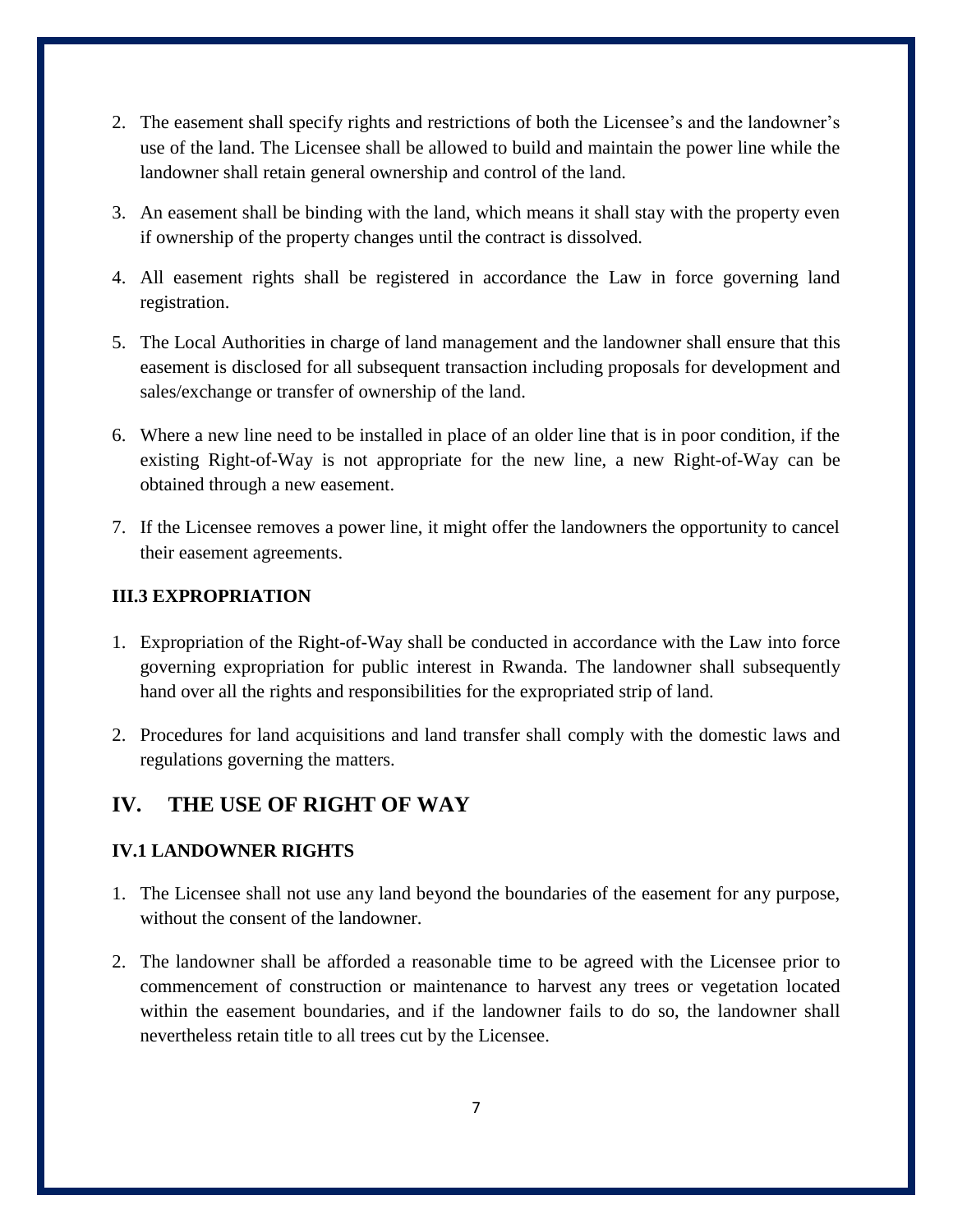2. The easement shall specify rights and restrictions of both the Licensee's and the landowner's use of the land. The Licensee shall be allowed to build and maintain the power line while the landowner shall retain general ownership and control of the land.
3. An easement shall be binding with the land, which means it shall stay with the property even if ownership of the property changes until the contract is dissolved.
4. All easement rights shall be registered in accordance the Law in force governing land registration.
5. The Local Authorities in charge of land management and the landowner shall ensure that this easement is disclosed for all subsequent transaction including proposals for development and sales/exchange or transfer of ownership of the land.
6. Where a new line need to be installed in place of an older line that is in poor condition, if the existing Right-of-Way is not appropriate for the new line, a new Right-of-Way can be obtained through a new easement.
7. If the Licensee removes a power line, it might offer the landowners the opportunity to cancel their easement agreements.

### III.3 EXPROPRIATION

1. Expropriation of the Right-of-Way shall be conducted in accordance with the Law into force governing expropriation for public interest in Rwanda. The landowner shall subsequently hand over all the rights and responsibilities for the expropriated strip of land.
2. Procedures for land acquisitions and land transfer shall comply with the domestic laws and regulations governing the matters.

## IV. THE USE OF RIGHT OF WAY

### IV.1 LANDOWNER RIGHTS

1. The Licensee shall not use any land beyond the boundaries of the easement for any purpose, without the consent of the landowner.
2. The landowner shall be afforded a reasonable time to be agreed with the Licensee prior to commencement of construction or maintenance to harvest any trees or vegetation located within the easement boundaries, and if the landowner fails to do so, the landowner shall nevertheless retain title to all trees cut by the Licensee.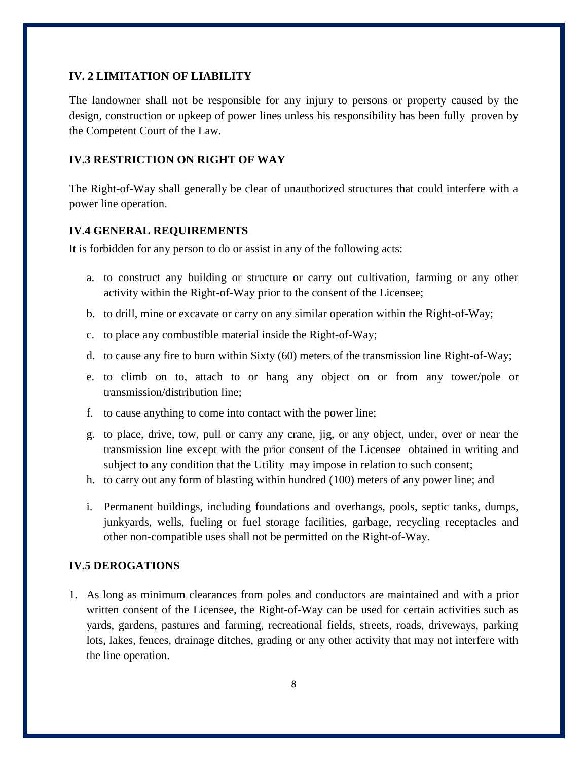### IV. 2 LIMITATION OF LIABILITY

The landowner shall not be responsible for any injury to persons or property caused by the design, construction or upkeep of power lines unless his responsibility has been fully proven by the Competent Court of the Law.

### IV.3 RESTRICTION ON RIGHT OF WAY

The Right-of-Way shall generally be clear of unauthorized structures that could interfere with a power line operation.

### IV.4 GENERAL REQUIREMENTS

It is forbidden for any person to do or assist in any of the following acts:

a. to construct any building or structure or carry out cultivation, farming or any other activity within the Right-of-Way prior to the consent of the Licensee;

b. to drill, mine or excavate or carry on any similar operation within the Right-of-Way;

c. to place any combustible material inside the Right-of-Way;

d. to cause any fire to burn within Sixty (60) meters of the transmission line Right-of-Way;

e. to climb on to, attach to or hang any object on or from any tower/pole or transmission/distribution line;

f. to cause anything to come into contact with the power line;

g. to place, drive, tow, pull or carry any crane, jig, or any object, under, over or near the transmission line except with the prior consent of the Licensee obtained in writing and subject to any condition that the Utility may impose in relation to such consent;

h. to carry out any form of blasting within hundred (100) meters of any power line; and

i. Permanent buildings, including foundations and overhangs, pools, septic tanks, dumps, junkyards, wells, fueling or fuel storage facilities, garbage, recycling receptacles and other non-compatible uses shall not be permitted on the Right-of-Way.

### IV.5 DEROGATIONS

1. As long as minimum clearances from poles and conductors are maintained and with a prior written consent of the Licensee, the Right-of-Way can be used for certain activities such as yards, gardens, pastures and farming, recreational fields, streets, roads, driveways, parking lots, lakes, fences, drainage ditches, grading or any other activity that may not interfere with the line operation.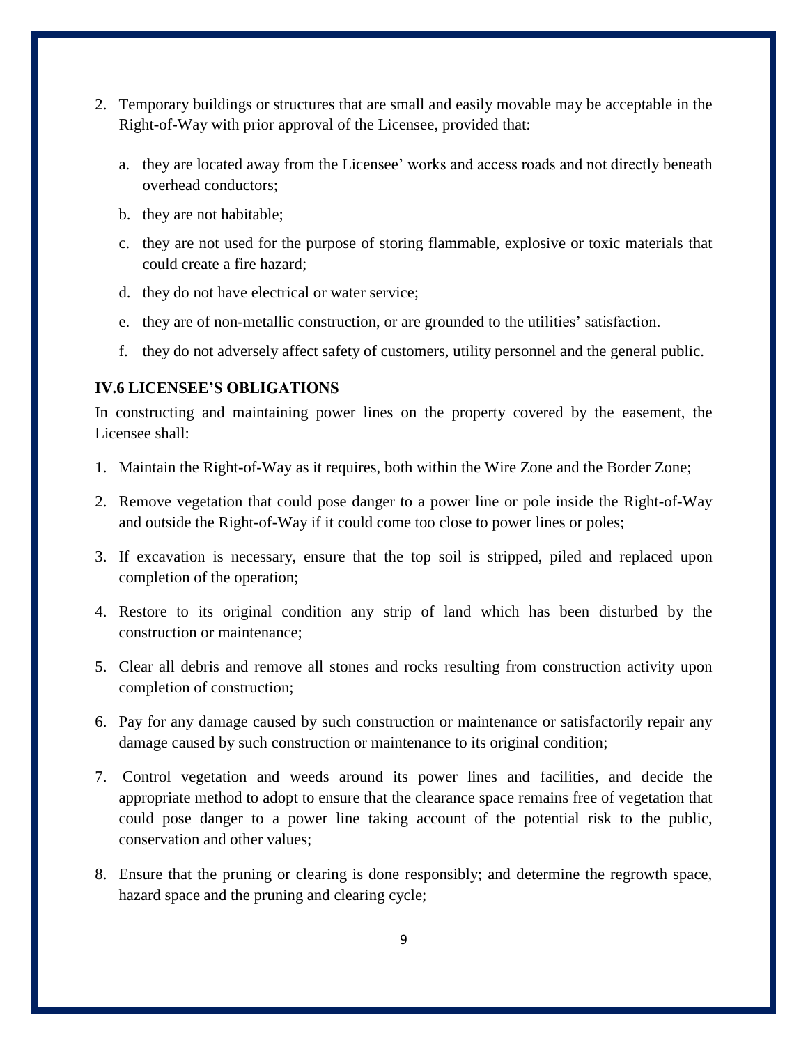2. Temporary buildings or structures that are small and easily movable may be acceptable in the Right-of-Way with prior approval of the Licensee, provided that:

   a. they are located away from the Licensee' works and access roads and not directly beneath overhead conductors;

   b. they are not habitable;

   c. they are not used for the purpose of storing flammable, explosive or toxic materials that could create a fire hazard;

   d. they do not have electrical or water service;

   e. they are of non-metallic construction, or are grounded to the utilities' satisfaction.

   f. they do not adversely affect safety of customers, utility personnel and the general public.

### IV.6 LICENSEE'S OBLIGATIONS

In constructing and maintaining power lines on the property covered by the easement, the Licensee shall:

1. Maintain the Right-of-Way as it requires, both within the Wire Zone and the Border Zone;
2. Remove vegetation that could pose danger to a power line or pole inside the Right-of-Way and outside the Right-of-Way if it could come too close to power lines or poles;
3. If excavation is necessary, ensure that the top soil is stripped, piled and replaced upon completion of the operation;
4. Restore to its original condition any strip of land which has been disturbed by the construction or maintenance;
5. Clear all debris and remove all stones and rocks resulting from construction activity upon completion of construction;
6. Pay for any damage caused by such construction or maintenance or satisfactorily repair any damage caused by such construction or maintenance to its original condition;
7. Control vegetation and weeds around its power lines and facilities, and decide the appropriate method to adopt to ensure that the clearance space remains free of vegetation that could pose danger to a power line taking account of the potential risk to the public, conservation and other values;
8. Ensure that the pruning or clearing is done responsibly; and determine the regrowth space, hazard space and the pruning and clearing cycle;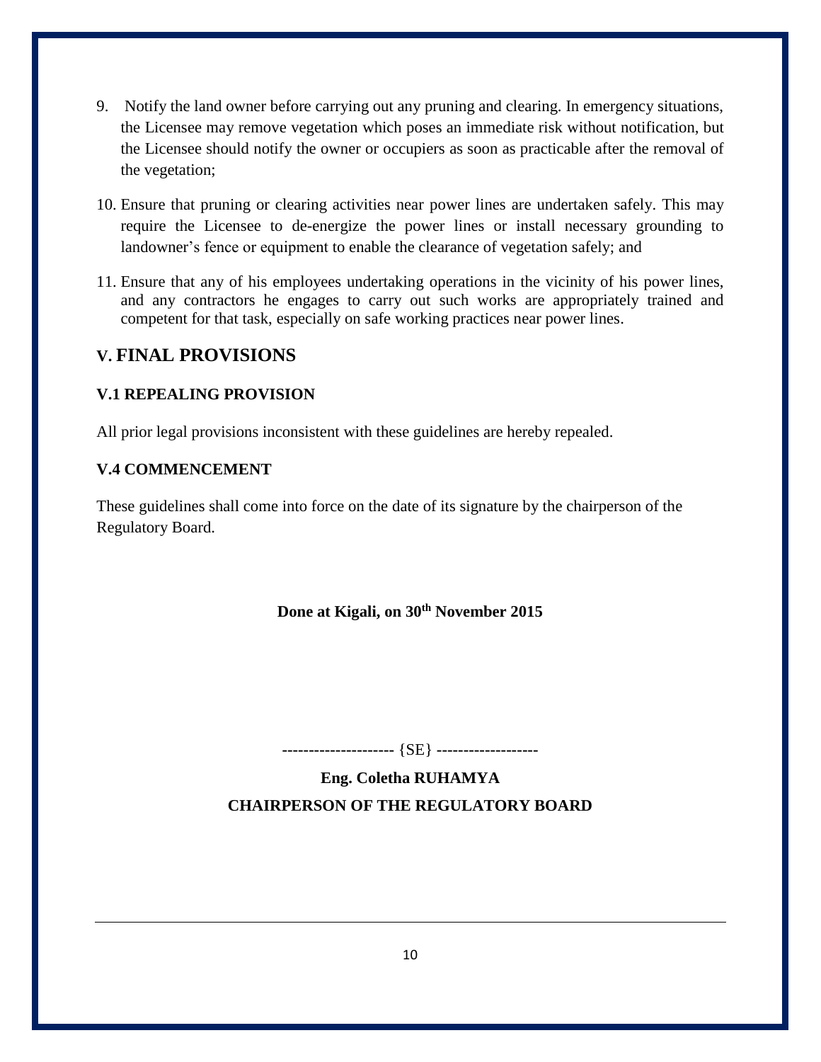9. Notify the land owner before carrying out any pruning and clearing. In emergency situations, the Licensee may remove vegetation which poses an immediate risk without notification, but the Licensee should notify the owner or occupiers as soon as practicable after the removal of the vegetation;

10. Ensure that pruning or clearing activities near power lines are undertaken safely. This may require the Licensee to de-energize the power lines or install necessary grounding to landowner's fence or equipment to enable the clearance of vegetation safely; and

11. Ensure that any of his employees undertaking operations in the vicinity of his power lines, and any contractors he engages to carry out such works are appropriately trained and competent for that task, especially on safe working practices near power lines.

## V. FINAL PROVISIONS

### V.1 REPEALING PROVISION

All prior legal provisions inconsistent with these guidelines are hereby repealed.

### V.4 COMMENCEMENT

These guidelines shall come into force on the date of its signature by the chairperson of the Regulatory Board.

**Done at Kigali, on 30th November 2015**

--------------------- {SE} -------------------

**Eng. Coletha RUHAMYA**

**CHAIRPERSON OF THE REGULATORY BOARD**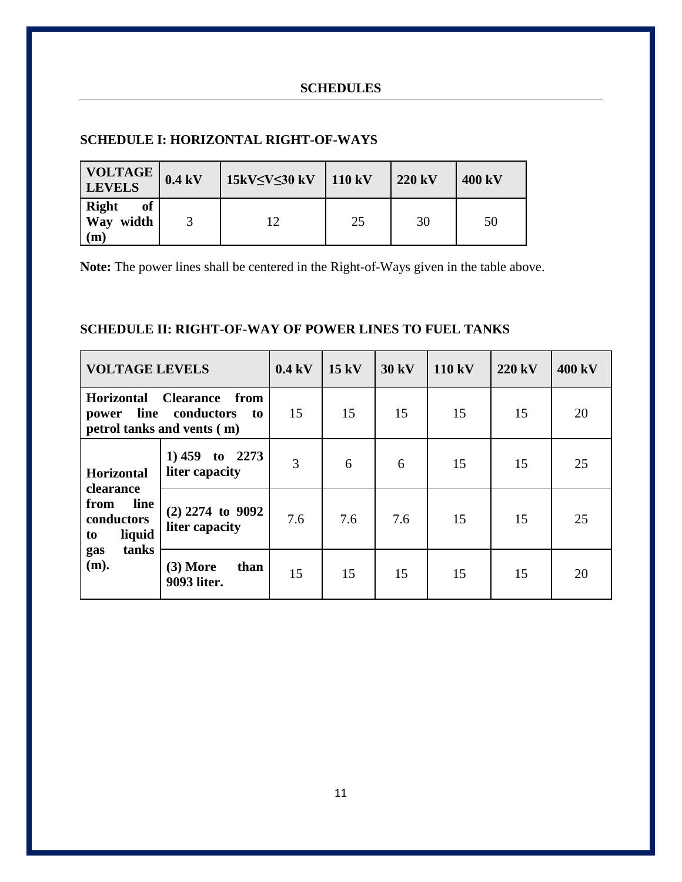## SCHEDULES

### SCHEDULE I: HORIZONTAL RIGHT-OF-WAYS

| VOLTAGE LEVELS | 0.4 kV | 15kV≤V≤30 kV | 110 kV | 220 kV | 400 kV |
|---|---|---|---|---|---|
| **Right of Way width (m)** | 3 | 12 | 25 | 30 | 50 |

**Note:** The power lines shall be centered in the Right-of-Ways given in the table above.

### SCHEDULE II: RIGHT-OF-WAY OF POWER LINES TO FUEL TANKS

| VOLTAGE LEVELS | | 0.4 kV | 15 kV | 30 kV | 110 kV | 220 kV | 400 kV |
|---|---|---|---|---|---|---|---|
| **Horizontal Clearance from power line conductors to petrol tanks and vents ( m)** | | 15 | 15 | 15 | 15 | 15 | 20 |
| **Horizontal clearance from line conductors to liquid gas tanks (m).** | **1) 459 to 2273 liter capacity** | 3 | 6 | 6 | 15 | 15 | 25 |
| | **(2) 2274 to 9092 liter capacity** | 7.6 | 7.6 | 7.6 | 15 | 15 | 25 |
| | **(3) More than 9093 liter.** | 15 | 15 | 15 | 15 | 15 | 20 |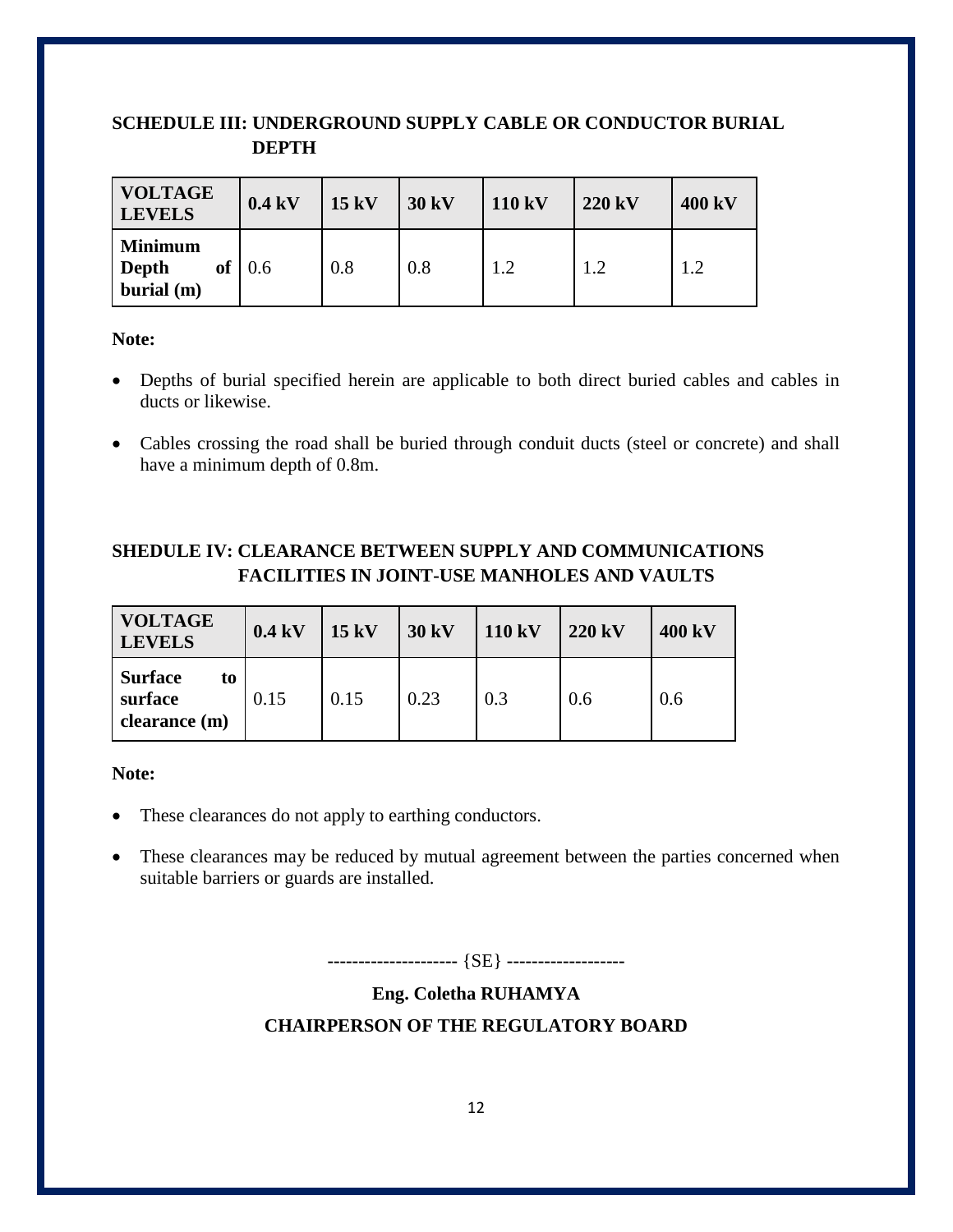## SCHEDULE III: UNDERGROUND SUPPLY CABLE OR CONDUCTOR BURIAL DEPTH

| VOLTAGE LEVELS | 0.4 kV | 15 kV | 30 kV | 110 kV | 220 kV | 400 kV |
|---|---|---|---|---|---|---|
| **Minimum Depth of burial (m)** | 0.6 | 0.8 | 0.8 | 1.2 | 1.2 | 1.2 |

**Note:**

- Depths of burial specified herein are applicable to both direct buried cables and cables in ducts or likewise.
- Cables crossing the road shall be buried through conduit ducts (steel or concrete) and shall have a minimum depth of 0.8m.

## SHEDULE IV: CLEARANCE BETWEEN SUPPLY AND COMMUNICATIONS FACILITIES IN JOINT-USE MANHOLES AND VAULTS

| VOLTAGE LEVELS | 0.4 kV | 15 kV | 30 kV | 110 kV | 220 kV | 400 kV |
|---|---|---|---|---|---|---|
| **Surface to surface clearance (m)** | 0.15 | 0.15 | 0.23 | 0.3 | 0.6 | 0.6 |

**Note:**

- These clearances do not apply to earthing conductors.
- These clearances may be reduced by mutual agreement between the parties concerned when suitable barriers or guards are installed.

--------------------- {SE} -------------------

**Eng. Coletha RUHAMYA**

**CHAIRPERSON OF THE REGULATORY BOARD**